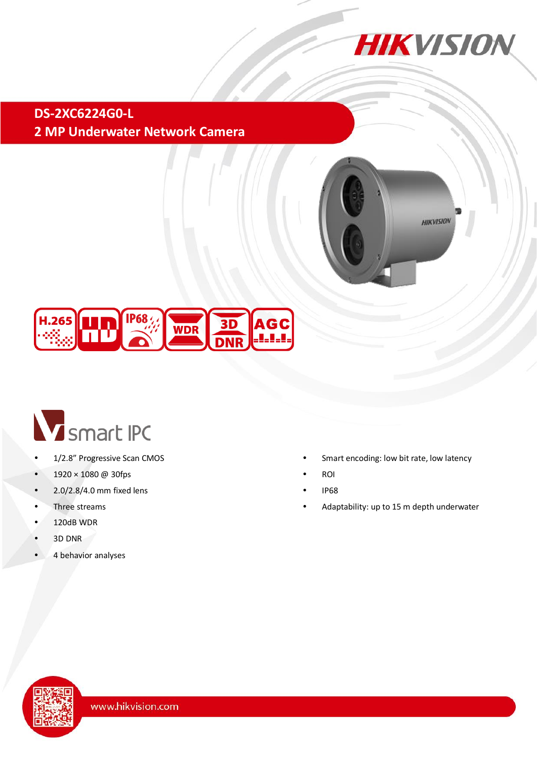# DS-2XC6224G0-L

## 2 MP Underwater Network Camera

H.265 | HD | IP68 | WDR | 3D DNR | AGC

### smart IPC

- 1/2.8" Progressive Scan CMOS
- 1920 × 1080 @ 30fps
- 2.0/2.8/4.0 mm fixed lens
- Three streams
- 120dB WDR
- 3D DNR
- 4 behavior analyses
- Smart encoding: low bit rate, low latency
- ROI
- IP68
- Adaptability: up to 15 m depth underwater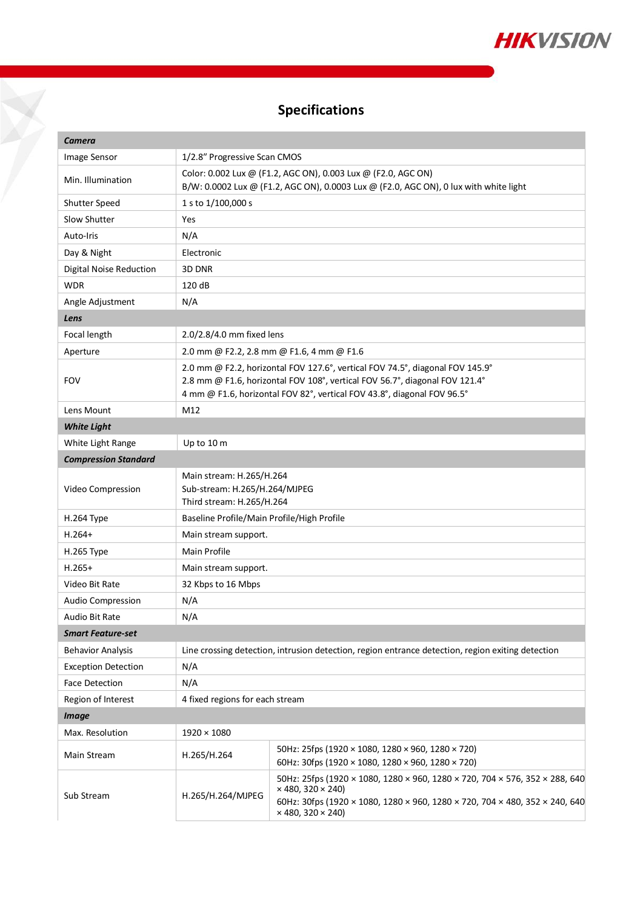## Specifications

| | | |
|---|---|---|
| ***Camera*** | | |
| Image Sensor | 1/2.8" Progressive Scan CMOS | |
| Min. Illumination | Color: 0.002 Lux @ (F1.2, AGC ON), 0.003 Lux @ (F2.0, AGC ON)<br>B/W: 0.0002 Lux @ (F1.2, AGC ON), 0.0003 Lux @ (F2.0, AGC ON), 0 lux with white light | |
| Shutter Speed | 1 s to 1/100,000 s | |
| Slow Shutter | Yes | |
| Auto-Iris | N/A | |
| Day & Night | Electronic | |
| Digital Noise Reduction | 3D DNR | |
| WDR | 120 dB | |
| Angle Adjustment | N/A | |
| ***Lens*** | | |
| Focal length | 2.0/2.8/4.0 mm fixed lens | |
| Aperture | 2.0 mm @ F2.2, 2.8 mm @ F1.6, 4 mm @ F1.6 | |
| FOV | 2.0 mm @ F2.2, horizontal FOV 127.6°, vertical FOV 74.5°, diagonal FOV 145.9°<br>2.8 mm @ F1.6, horizontal FOV 108°, vertical FOV 56.7°, diagonal FOV 121.4°<br>4 mm @ F1.6, horizontal FOV 82°, vertical FOV 43.8°, diagonal FOV 96.5° | |
| Lens Mount | M12 | |
| ***White Light*** | | |
| White Light Range | Up to 10 m | |
| ***Compression Standard*** | | |
| Video Compression | Main stream: H.265/H.264<br>Sub-stream: H.265/H.264/MJPEG<br>Third stream: H.265/H.264 | |
| H.264 Type | Baseline Profile/Main Profile/High Profile | |
| H.264+ | Main stream support. | |
| H.265 Type | Main Profile | |
| H.265+ | Main stream support. | |
| Video Bit Rate | 32 Kbps to 16 Mbps | |
| Audio Compression | N/A | |
| Audio Bit Rate | N/A | |
| ***Smart Feature-set*** | | |
| Behavior Analysis | Line crossing detection, intrusion detection, region entrance detection, region exiting detection | |
| Exception Detection | N/A | |
| Face Detection | N/A | |
| Region of Interest | 4 fixed regions for each stream | |
| ***Image*** | | |
| Max. Resolution | 1920 × 1080 | |
| Main Stream | H.265/H.264 | 50Hz: 25fps (1920 × 1080, 1280 × 960, 1280 × 720)<br>60Hz: 30fps (1920 × 1080, 1280 × 960, 1280 × 720) |
| Sub Stream | H.265/H.264/MJPEG | 50Hz: 25fps (1920 × 1080, 1280 × 960, 1280 × 720, 704 × 576, 352 × 288, 640 × 480, 320 × 240)<br>60Hz: 30fps (1920 × 1080, 1280 × 960, 1280 × 720, 704 × 480, 352 × 240, 640 × 480, 320 × 240) |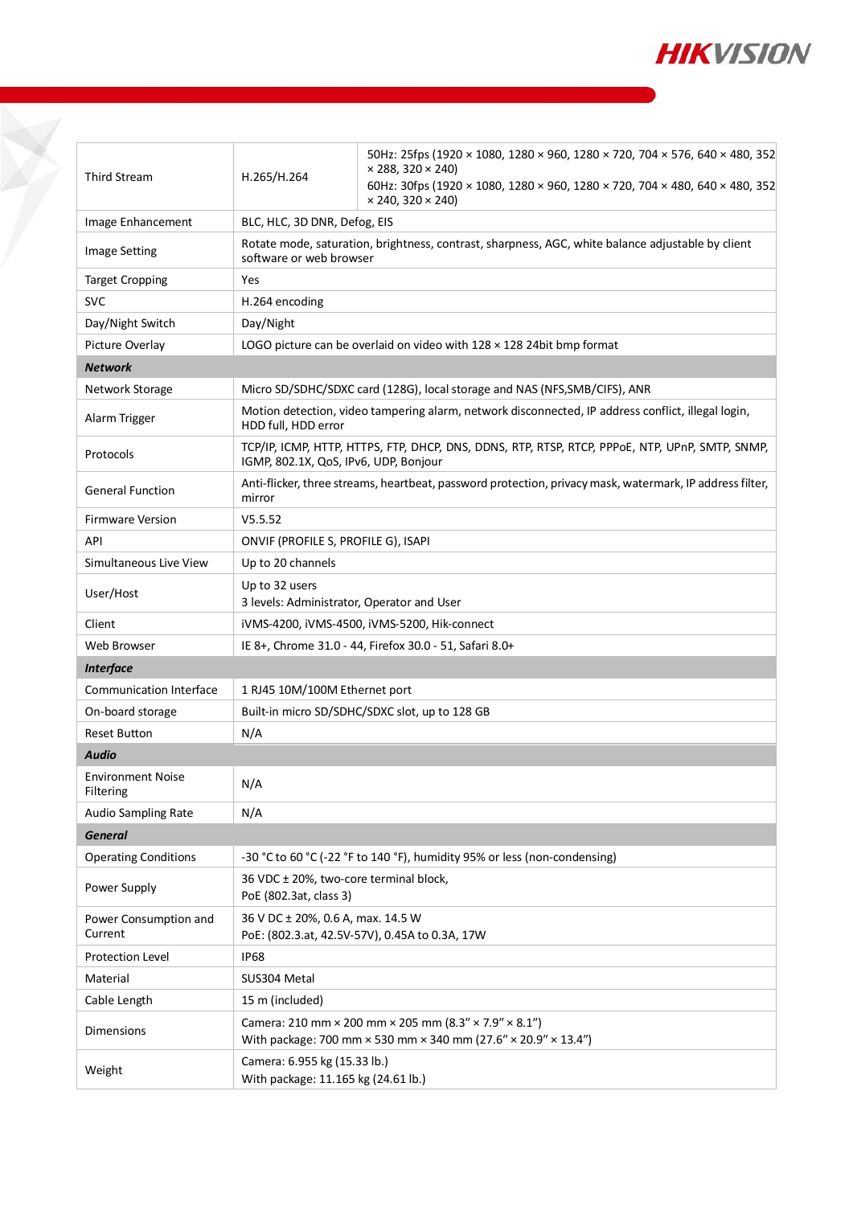| | | |
|---|---|---|
| Third Stream | H.265/H.264 | 50Hz: 25fps (1920 × 1080, 1280 × 960, 1280 × 720, 704 × 576, 640 × 480, 352 × 288, 320 × 240)<br>60Hz: 30fps (1920 × 1080, 1280 × 960, 1280 × 720, 704 × 480, 640 × 480, 352 × 240, 320 × 240) |
| Image Enhancement | BLC, HLC, 3D DNR, Defog, EIS | |
| Image Setting | Rotate mode, saturation, brightness, contrast, sharpness, AGC, white balance adjustable by client software or web browser | |
| Target Cropping | Yes | |
| SVC | H.264 encoding | |
| Day/Night Switch | Day/Night | |
| Picture Overlay | LOGO picture can be overlaid on video with 128 × 128 24bit bmp format | |
| ***Network*** | | |
| Network Storage | Micro SD/SDHC/SDXC card (128G), local storage and NAS (NFS,SMB/CIFS), ANR | |
| Alarm Trigger | Motion detection, video tampering alarm, network disconnected, IP address conflict, illegal login, HDD full, HDD error | |
| Protocols | TCP/IP, ICMP, HTTP, HTTPS, FTP, DHCP, DNS, DDNS, RTP, RTSP, RTCP, PPPoE, NTP, UPnP, SMTP, SNMP, IGMP, 802.1X, QoS, IPv6, UDP, Bonjour | |
| General Function | Anti-flicker, three streams, heartbeat, password protection, privacy mask, watermark, IP address filter, mirror | |
| Firmware Version | V5.5.52 | |
| API | ONVIF (PROFILE S, PROFILE G), ISAPI | |
| Simultaneous Live View | Up to 20 channels | |
| User/Host | Up to 32 users<br>3 levels: Administrator, Operator and User | |
| Client | iVMS-4200, iVMS-4500, iVMS-5200, Hik-connect | |
| Web Browser | IE 8+, Chrome 31.0 - 44, Firefox 30.0 - 51, Safari 8.0+ | |
| ***Interface*** | | |
| Communication Interface | 1 RJ45 10M/100M Ethernet port | |
| On-board storage | Built-in micro SD/SDHC/SDXC slot, up to 128 GB | |
| Reset Button | N/A | |
| ***Audio*** | | |
| Environment Noise Filtering | N/A | |
| Audio Sampling Rate | N/A | |
| ***General*** | | |
| Operating Conditions | -30 °C to 60 °C (-22 °F to 140 °F), humidity 95% or less (non-condensing) | |
| Power Supply | 36 VDC ± 20%, two-core terminal block,<br>PoE (802.3at, class 3) | |
| Power Consumption and Current | 36 V DC ± 20%, 0.6 A, max. 14.5 W<br>PoE: (802.3.at, 42.5V-57V), 0.45A to 0.3A, 17W | |
| Protection Level | IP68 | |
| Material | SUS304 Metal | |
| Cable Length | 15 m (included) | |
| Dimensions | Camera: 210 mm × 200 mm × 205 mm (8.3" × 7.9" × 8.1")<br>With package: 700 mm × 530 mm × 340 mm (27.6" × 20.9" × 13.4") | |
| Weight | Camera: 6.955 kg (15.33 lb.)<br>With package: 11.165 kg (24.61 lb.) | |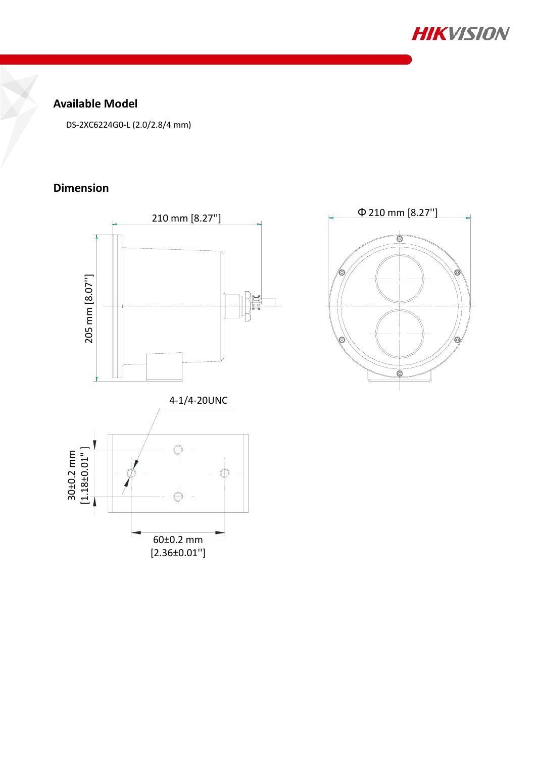## Available Model

DS-2XC6224G0-L (2.0/2.8/4 mm)

## Dimension

210 mm [8.27'']

Φ 210 mm [8.27'']

205 mm [8.07'']

4-1/4-20UNC

30±0.2 mm [1.18±0.01'']

60±0.2 mm [2.36±0.01'']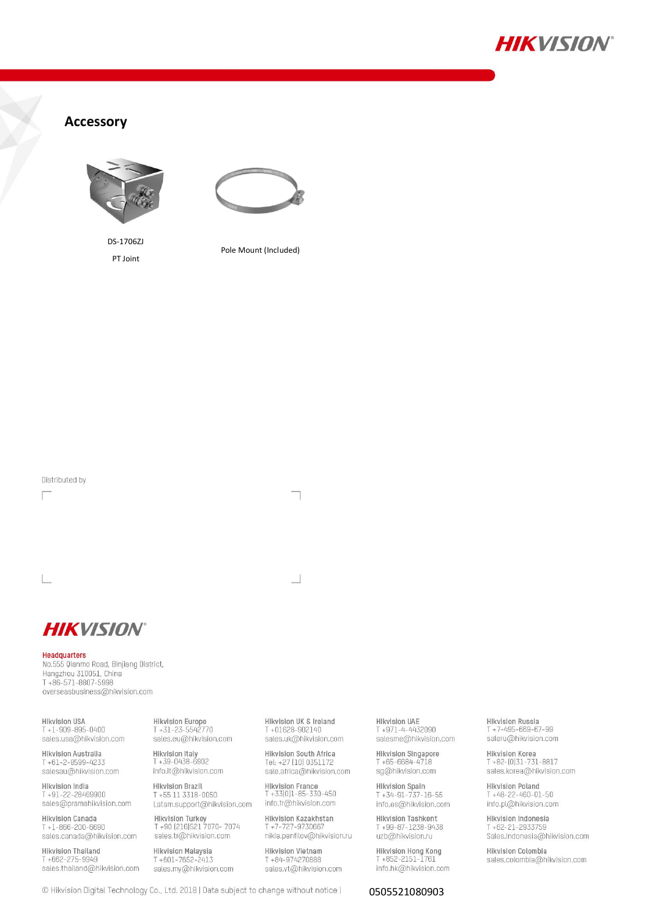## Accessory

DS-1706ZJ

PT Joint

Pole Mount (Included)

Distributed by

**HIKVISION**

**Headquarters**
No.555 Qianmo Road, Binjiang District,
Hangzhou 310051, China
T +86-571-8807-5998
overseasbusiness@hikvision.com

**Hikvision USA**
T +1-909-895-0400
sales.usa@hikvision.com

**Hikvision Australia**
T +61-2-8599-4233
salesau@hikvision.com

**Hikvision India**
T +91-22-28469900
sales@pramahikvision.com

**Hikvision Canada**
T +1-866-200-6690
sales.canada@hikvision.com

**Hikvision Thailand**
T +662-275-9949
sales.thailand@hikvision.com

**Hikvision Europe**
T +31-23-5542770
sales.eu@hikvision.com

**Hikvision Italy**
T +39-0438-6902
info.it@hikvision.com

**Hikvision Brazil**
T +55 11 3318-0050
Latam.support@hikvision.com

**Hikvision Turkey**
T +90 (216)521 7070- 7074
sales.tr@hikvision.com

**Hikvision Malaysia**
T +601-7652-2413
sales.my@hikvision.com

**Hikvision UK & Ireland**
T +01628-902140
sales.uk@hikvision.com

**Hikvision South Africa**
Tel: +27 (10) 0351172
sale.africa@hikvision.com

**Hikvision France**
T +33(0)1-85-330-450
info.fr@hikvision.com

**Hikvision Kazakhstan**
T +7-727-9730667
nikia.panfilov@hikvision.ru

**Hikvision Vietnam**
T +84-974270888
sales.vt@hikvision.com

**Hikvision UAE**
T +971-4-4432090
salesme@hikvision.com

**Hikvision Singapore**
T +65-6684-4718
sg@hikvision.com

**Hikvision Spain**
T +34-91-737-16-55
info.es@hikvision.com

**Hikvision Tashkent**
T +99-87-1238-9438
uzb@hikvision.ru

**Hikvision Hong Kong**
T +852-2151-1761
info.hk@hikvision.com

**Hikvision Russia**
T +7-495-669-67-99
saleru@hikvision.com

**Hikvision Korea**
T +82-(0)31-731-8817
sales.korea@hikvision.com

**Hikvision Poland**
T +48-22-460-01-50
info.pl@hikvision.com

**Hikvision Indonesia**
T +62-21-2933759
Sales.Indonesia@hikvision.com

**Hikvision Colombia**
sales.colombia@hikvision.com

© Hikvision Digital Technology Co., Ltd. 2018 | Data subject to change without notice | 0505521080903